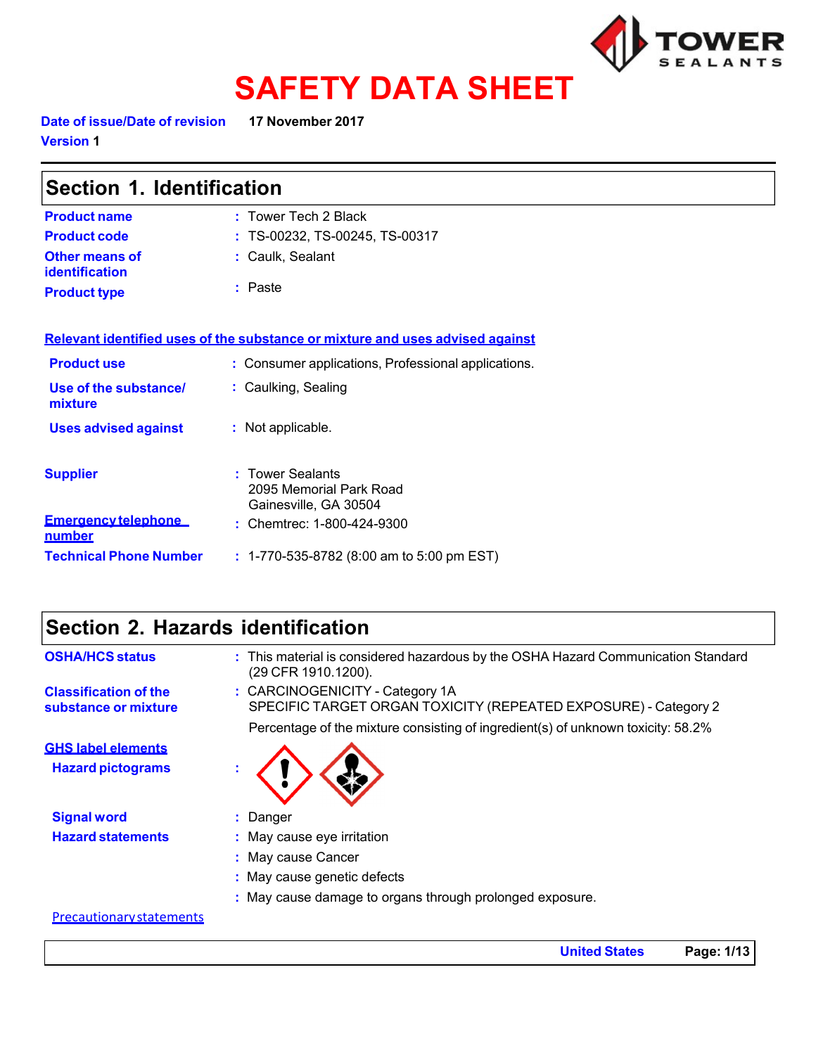# SAFETY DATA SHEET

**Date of issue/Date of revision** 17 November 2017

**Version** 1

## Section 1. Identification

**Product name** : Tower Tech 2 Black

**Product code** : TS-00232, TS-00245, TS-00317

**Other means of identification** : Caulk, Sealant

**Product type** : Paste

**Relevant identified uses of the substance or mixture and uses advised against**

**Product use** : Consumer applications, Professional applications.

**Use of the substance/ mixture** : Caulking, Sealing

**Uses advised against** : Not applicable.

**Supplier** : Tower Sealants
2095 Memorial Park Road
Gainesville, GA 30504

**Emergency telephone number** : Chemtrec: 1-800-424-9300

**Technical Phone Number** : 1-770-535-8782 (8:00 am to 5:00 pm EST)

## Section 2. Hazards identification

**OSHA/HCS status** : This material is considered hazardous by the OSHA Hazard Communication Standard (29 CFR 1910.1200).

**Classification of the substance or mixture** : CARCINOGENICITY - Category 1A
SPECIFIC TARGET ORGAN TOXICITY (REPEATED EXPOSURE) - Category 2

Percentage of the mixture consisting of ingredient(s) of unknown toxicity: 58.2%

**GHS label elements**

**Hazard pictograms** :

**Signal word** : Danger

**Hazard statements** : May cause eye irritation
: May cause Cancer
: May cause genetic defects
: May cause damage to organs through prolonged exposure.

Precautionary statements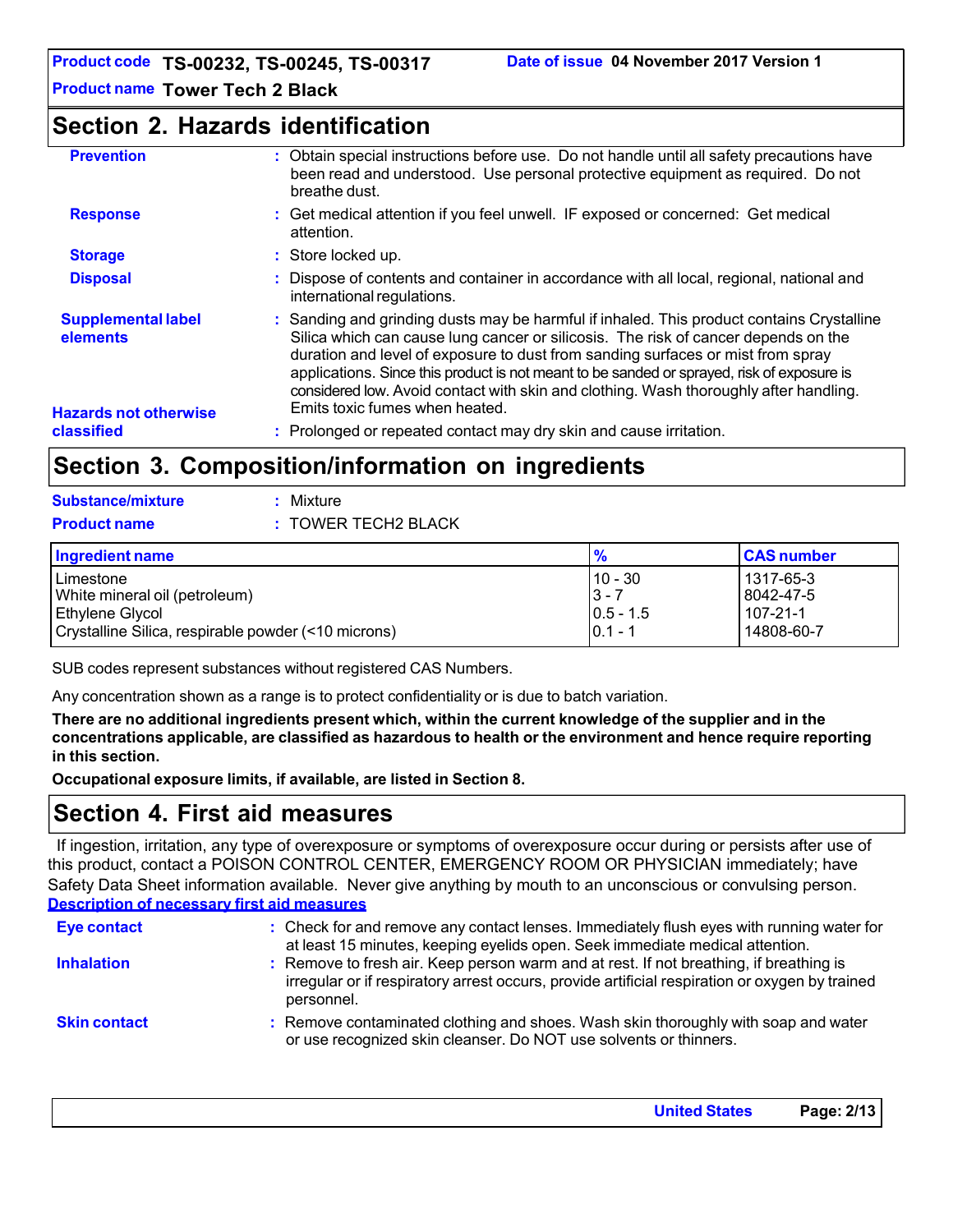## Section 2. Hazards identification

**Prevention** : Obtain special instructions before use. Do not handle until all safety precautions have been read and understood. Use personal protective equipment as required. Do not breathe dust.

**Response** : Get medical attention if you feel unwell. IF exposed or concerned: Get medical attention.

**Storage** : Store locked up.

**Disposal** : Dispose of contents and container in accordance with all local, regional, national and international regulations.

**Supplemental label elements** : Sanding and grinding dusts may be harmful if inhaled. This product contains Crystalline Silica which can cause lung cancer or silicosis. The risk of cancer depends on the duration and level of exposure to dust from sanding surfaces or mist from spray applications. Since this product is not meant to be sanded or sprayed, risk of exposure is considered low. Avoid contact with skin and clothing. Wash thoroughly after handling. Emits toxic fumes when heated.

**Hazards not otherwise classified** : Prolonged or repeated contact may dry skin and cause irritation.

## Section 3. Composition/information on ingredients

**Substance/mixture** : Mixture

**Product name** : TOWER TECH2 BLACK

| Ingredient name | % | CAS number |
|---|---|---|
| Limestone | 10 - 30 | 1317-65-3 |
| White mineral oil (petroleum) | 3 - 7 | 8042-47-5 |
| Ethylene Glycol | 0.5 - 1.5 | 107-21-1 |
| Crystalline Silica, respirable powder (<10 microns) | 0.1 - 1 | 14808-60-7 |

SUB codes represent substances without registered CAS Numbers.

Any concentration shown as a range is to protect confidentiality or is due to batch variation.

**There are no additional ingredients present which, within the current knowledge of the supplier and in the concentrations applicable, are classified as hazardous to health or the environment and hence require reporting in this section.**

**Occupational exposure limits, if available, are listed in Section 8.**

## Section 4. First aid measures

If ingestion, irritation, any type of overexposure or symptoms of overexposure occur during or persists after use of this product, contact a POISON CONTROL CENTER, EMERGENCY ROOM OR PHYSICIAN immediately; have Safety Data Sheet information available. Never give anything by mouth to an unconscious or convulsing person.

**Description of necessary first aid measures**

**Eye contact** : Check for and remove any contact lenses. Immediately flush eyes with running water for at least 15 minutes, keeping eyelids open. Seek immediate medical attention.

**Inhalation** : Remove to fresh air. Keep person warm and at rest. If not breathing, if breathing is irregular or if respiratory arrest occurs, provide artificial respiration or oxygen by trained personnel.

**Skin contact** : Remove contaminated clothing and shoes. Wash skin thoroughly with soap and water or use recognized skin cleanser. Do NOT use solvents or thinners.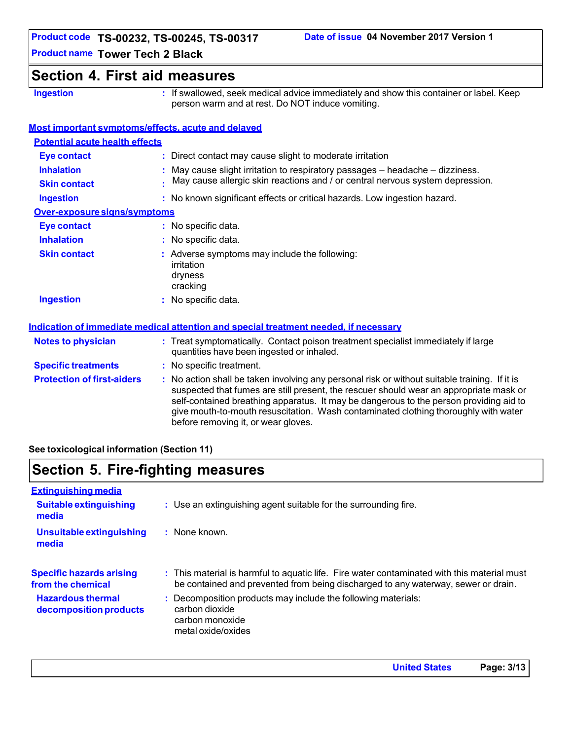## Section 4. First aid measures

| | |
|---|---|
| **Ingestion** | If swallowed, seek medical advice immediately and show this container or label. Keep person warm and at rest. Do NOT induce vomiting. |

### Most important symptoms/effects, acute and delayed

**Potential acute health effects**

| | |
|---|---|
| **Eye contact** | Direct contact may cause slight to moderate irritation |
| **Inhalation** | May cause slight irritation to respiratory passages – headache – dizziness. |
| **Skin contact** | May cause allergic skin reactions and / or central nervous system depression. |
| **Ingestion** | No known significant effects or critical hazards. Low ingestion hazard. |

**Over-exposure signs/symptoms**

| | |
|---|---|
| **Eye contact** | No specific data. |
| **Inhalation** | No specific data. |
| **Skin contact** | Adverse symptoms may include the following:<br>irritation<br>dryness<br>cracking |
| **Ingestion** | No specific data. |

### Indication of immediate medical attention and special treatment needed, if necessary

| | |
|---|---|
| **Notes to physician** | Treat symptomatically. Contact poison treatment specialist immediately if large quantities have been ingested or inhaled. |
| **Specific treatments** | No specific treatment. |
| **Protection of first-aiders** | No action shall be taken involving any personal risk or without suitable training. If it is suspected that fumes are still present, the rescuer should wear an appropriate mask or self-contained breathing apparatus. It may be dangerous to the person providing aid to give mouth-to-mouth resuscitation. Wash contaminated clothing thoroughly with water before removing it, or wear gloves. |

**See toxicological information (Section 11)**

## Section 5. Fire-fighting measures

### Extinguishing media

| | |
|---|---|
| **Suitable extinguishing media** | Use an extinguishing agent suitable for the surrounding fire. |
| **Unsuitable extinguishing media** | None known. |

| | |
|---|---|
| **Specific hazards arising from the chemical** | This material is harmful to aquatic life. Fire water contaminated with this material must be contained and prevented from being discharged to any waterway, sewer or drain. |
| **Hazardous thermal decomposition products** | Decomposition products may include the following materials:<br>carbon dioxide<br>carbon monoxide<br>metal oxide/oxides |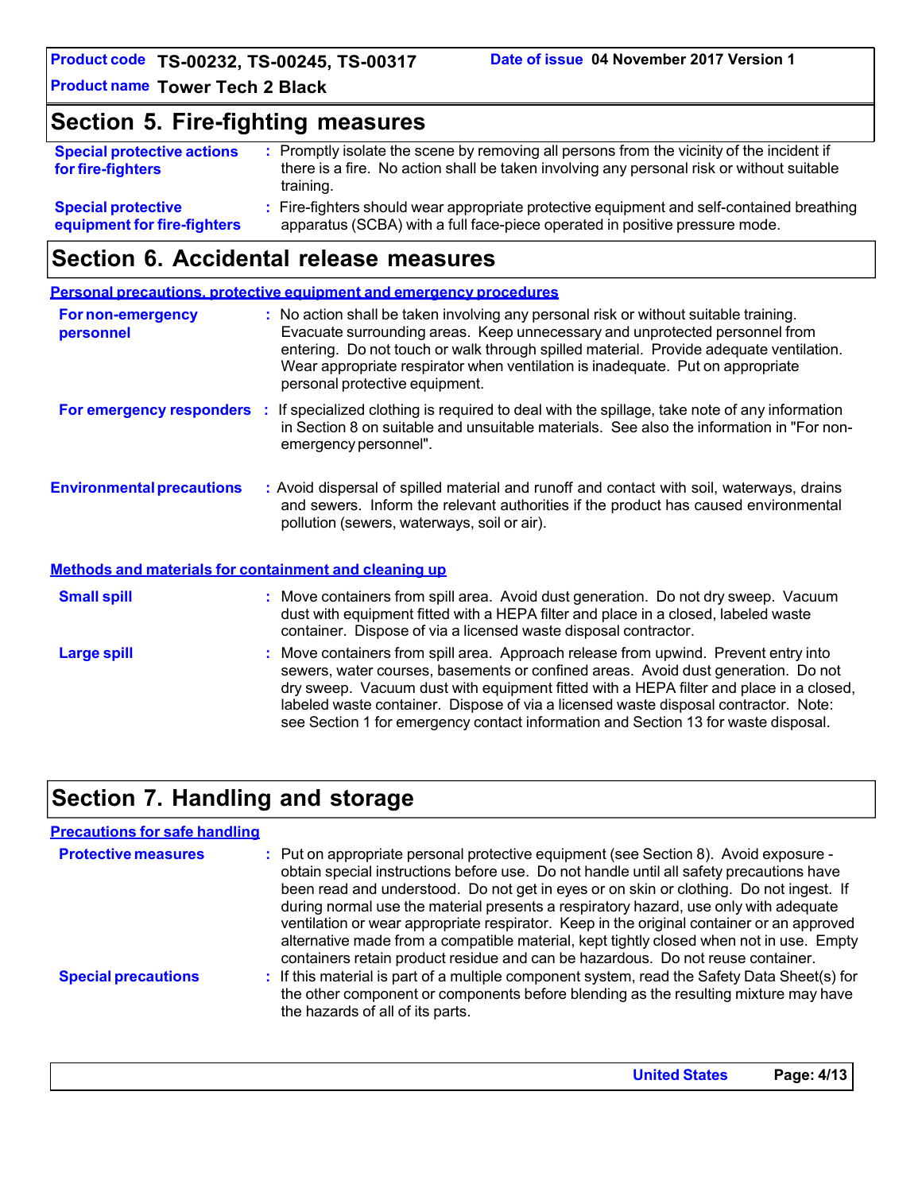## Section 5. Fire-fighting measures

**Special protective actions for fire-fighters** : Promptly isolate the scene by removing all persons from the vicinity of the incident if there is a fire. No action shall be taken involving any personal risk or without suitable training.

**Special protective equipment for fire-fighters** : Fire-fighters should wear appropriate protective equipment and self-contained breathing apparatus (SCBA) with a full face-piece operated in positive pressure mode.

## Section 6. Accidental release measures

### Personal precautions, protective equipment and emergency procedures

**For non-emergency personnel** : No action shall be taken involving any personal risk or without suitable training. Evacuate surrounding areas. Keep unnecessary and unprotected personnel from entering. Do not touch or walk through spilled material. Provide adequate ventilation. Wear appropriate respirator when ventilation is inadequate. Put on appropriate personal protective equipment.

**For emergency responders** : If specialized clothing is required to deal with the spillage, take note of any information in Section 8 on suitable and unsuitable materials. See also the information in "For non-emergency personnel".

**Environmental precautions** : Avoid dispersal of spilled material and runoff and contact with soil, waterways, drains and sewers. Inform the relevant authorities if the product has caused environmental pollution (sewers, waterways, soil or air).

### Methods and materials for containment and cleaning up

**Small spill** : Move containers from spill area. Avoid dust generation. Do not dry sweep. Vacuum dust with equipment fitted with a HEPA filter and place in a closed, labeled waste container. Dispose of via a licensed waste disposal contractor.

**Large spill** : Move containers from spill area. Approach release from upwind. Prevent entry into sewers, water courses, basements or confined areas. Avoid dust generation. Do not dry sweep. Vacuum dust with equipment fitted with a HEPA filter and place in a closed, labeled waste container. Dispose of via a licensed waste disposal contractor. Note: see Section 1 for emergency contact information and Section 13 for waste disposal.

## Section 7. Handling and storage

### Precautions for safe handling

**Protective measures** : Put on appropriate personal protective equipment (see Section 8). Avoid exposure - obtain special instructions before use. Do not handle until all safety precautions have been read and understood. Do not get in eyes or on skin or clothing. Do not ingest. If during normal use the material presents a respiratory hazard, use only with adequate ventilation or wear appropriate respirator. Keep in the original container or an approved alternative made from a compatible material, kept tightly closed when not in use. Empty containers retain product residue and can be hazardous. Do not reuse container.

**Special precautions** : If this material is part of a multiple component system, read the Safety Data Sheet(s) for the other component or components before blending as the resulting mixture may have the hazards of all of its parts.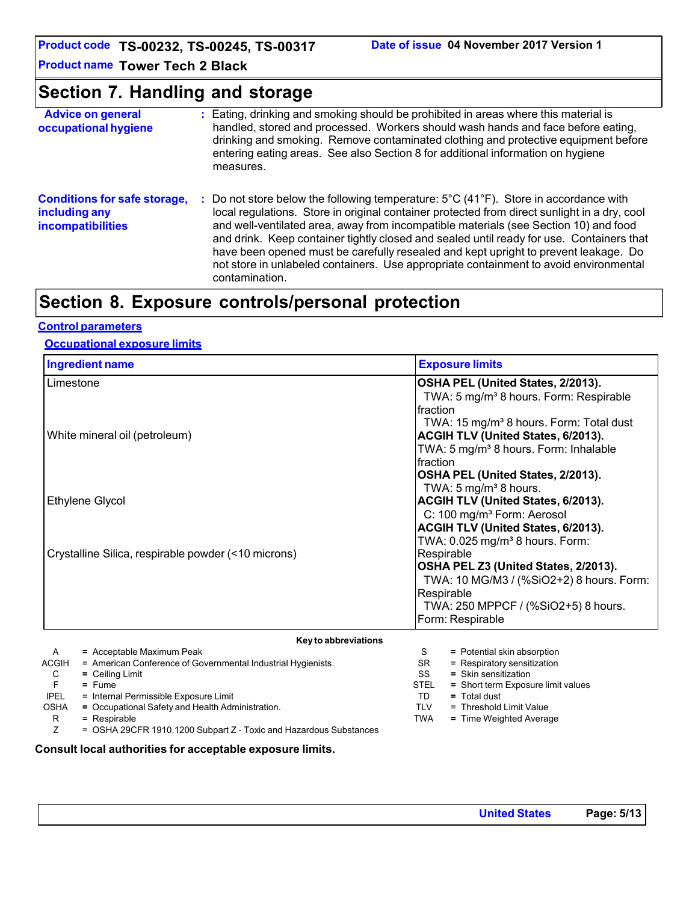## Section 7. Handling and storage

**Advice on general occupational hygiene** : Eating, drinking and smoking should be prohibited in areas where this material is handled, stored and processed. Workers should wash hands and face before eating, drinking and smoking. Remove contaminated clothing and protective equipment before entering eating areas. See also Section 8 for additional information on hygiene measures.

**Conditions for safe storage, including any incompatibilities** : Do not store below the following temperature: 5°C (41°F). Store in accordance with local regulations. Store in original container protected from direct sunlight in a dry, cool and well-ventilated area, away from incompatible materials (see Section 10) and food and drink. Keep container tightly closed and sealed until ready for use. Containers that have been opened must be carefully resealed and kept upright to prevent leakage. Do not store in unlabeled containers. Use appropriate containment to avoid environmental contamination.

## Section 8. Exposure controls/personal protection

### Control parameters

#### Occupational exposure limits

| Ingredient name | Exposure limits |
|---|---|
| Limestone | **OSHA PEL (United States, 2/2013).**<br>TWA: 5 mg/m³ 8 hours. Form: Respirable fraction<br>TWA: 15 mg/m³ 8 hours. Form: Total dust |
| White mineral oil (petroleum) | **ACGIH TLV (United States, 6/2013).**<br>TWA: 5 mg/m³ 8 hours. Form: Inhalable fraction<br>**OSHA PEL (United States, 2/2013).**<br>TWA: 5 mg/m³ 8 hours. |
| Ethylene Glycol | **ACGIH TLV (United States, 6/2013).**<br>C: 100 mg/m³ Form: Aerosol |
| Crystalline Silica, respirable powder (<10 microns) | **ACGIH TLV (United States, 6/2013).**<br>TWA: 0.025 mg/m³ 8 hours. Form: Respirable<br>**OSHA PEL Z3 (United States, 2/2013).**<br>TWA: 10 MG/M3 / (%SiO2+2) 8 hours. Form: Respirable<br>TWA: 250 MPPCF / (%SiO2+5) 8 hours. Form: Respirable |

**Key to abbreviations**

| | | | |
|---|---|---|---|
| A | = Acceptable Maximum Peak | S | = Potential skin absorption |
| ACGIH | = American Conference of Governmental Industrial Hygienists. | SR | = Respiratory sensitization |
| C | = Ceiling Limit | SS | = Skin sensitization |
| F | = Fume | STEL | = Short term Exposure limit values |
| IPEL | = Internal Permissible Exposure Limit | TD | = Total dust |
| OSHA | = Occupational Safety and Health Administration. | TLV | = Threshold Limit Value |
| R | = Respirable | TWA | = Time Weighted Average |
| Z | = OSHA 29CFR 1910.1200 Subpart Z - Toxic and Hazardous Substances | | |

**Consult local authorities for acceptable exposure limits.**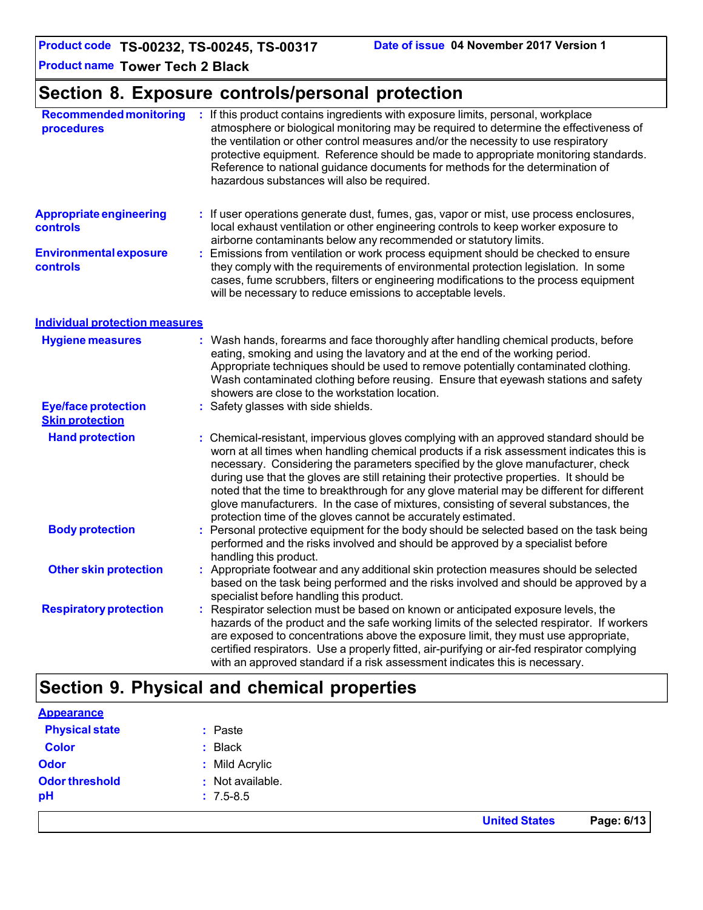## Section 8. Exposure controls/personal protection

**Recommended monitoring procedures** : If this product contains ingredients with exposure limits, personal, workplace atmosphere or biological monitoring may be required to determine the effectiveness of the ventilation or other control measures and/or the necessity to use respiratory protective equipment. Reference should be made to appropriate monitoring standards. Reference to national guidance documents for methods for the determination of hazardous substances will also be required.

**Appropriate engineering controls** : If user operations generate dust, fumes, gas, vapor or mist, use process enclosures, local exhaust ventilation or other engineering controls to keep worker exposure to airborne contaminants below any recommended or statutory limits.

**Environmental exposure controls** : Emissions from ventilation or work process equipment should be checked to ensure they comply with the requirements of environmental protection legislation. In some cases, fume scrubbers, filters or engineering modifications to the process equipment will be necessary to reduce emissions to acceptable levels.

### Individual protection measures

**Hygiene measures** : Wash hands, forearms and face thoroughly after handling chemical products, before eating, smoking and using the lavatory and at the end of the working period. Appropriate techniques should be used to remove potentially contaminated clothing. Wash contaminated clothing before reusing. Ensure that eyewash stations and safety showers are close to the workstation location.

**Eye/face protection** : Safety glasses with side shields.

**Skin protection**

**Hand protection** : Chemical-resistant, impervious gloves complying with an approved standard should be worn at all times when handling chemical products if a risk assessment indicates this is necessary. Considering the parameters specified by the glove manufacturer, check during use that the gloves are still retaining their protective properties. It should be noted that the time to breakthrough for any glove material may be different for different glove manufacturers. In the case of mixtures, consisting of several substances, the protection time of the gloves cannot be accurately estimated.

**Body protection** : Personal protective equipment for the body should be selected based on the task being performed and the risks involved and should be approved by a specialist before handling this product.

**Other skin protection** : Appropriate footwear and any additional skin protection measures should be selected based on the task being performed and the risks involved and should be approved by a specialist before handling this product.

**Respiratory protection** : Respirator selection must be based on known or anticipated exposure levels, the hazards of the product and the safe working limits of the selected respirator. If workers are exposed to concentrations above the exposure limit, they must use appropriate, certified respirators. Use a properly fitted, air-purifying or air-fed respirator complying with an approved standard if a risk assessment indicates this is necessary.

## Section 9. Physical and chemical properties

### Appearance

**Physical state** : Paste

**Color** : Black

**Odor** : Mild Acrylic

**Odor threshold** : Not available.

**pH** : 7.5-8.5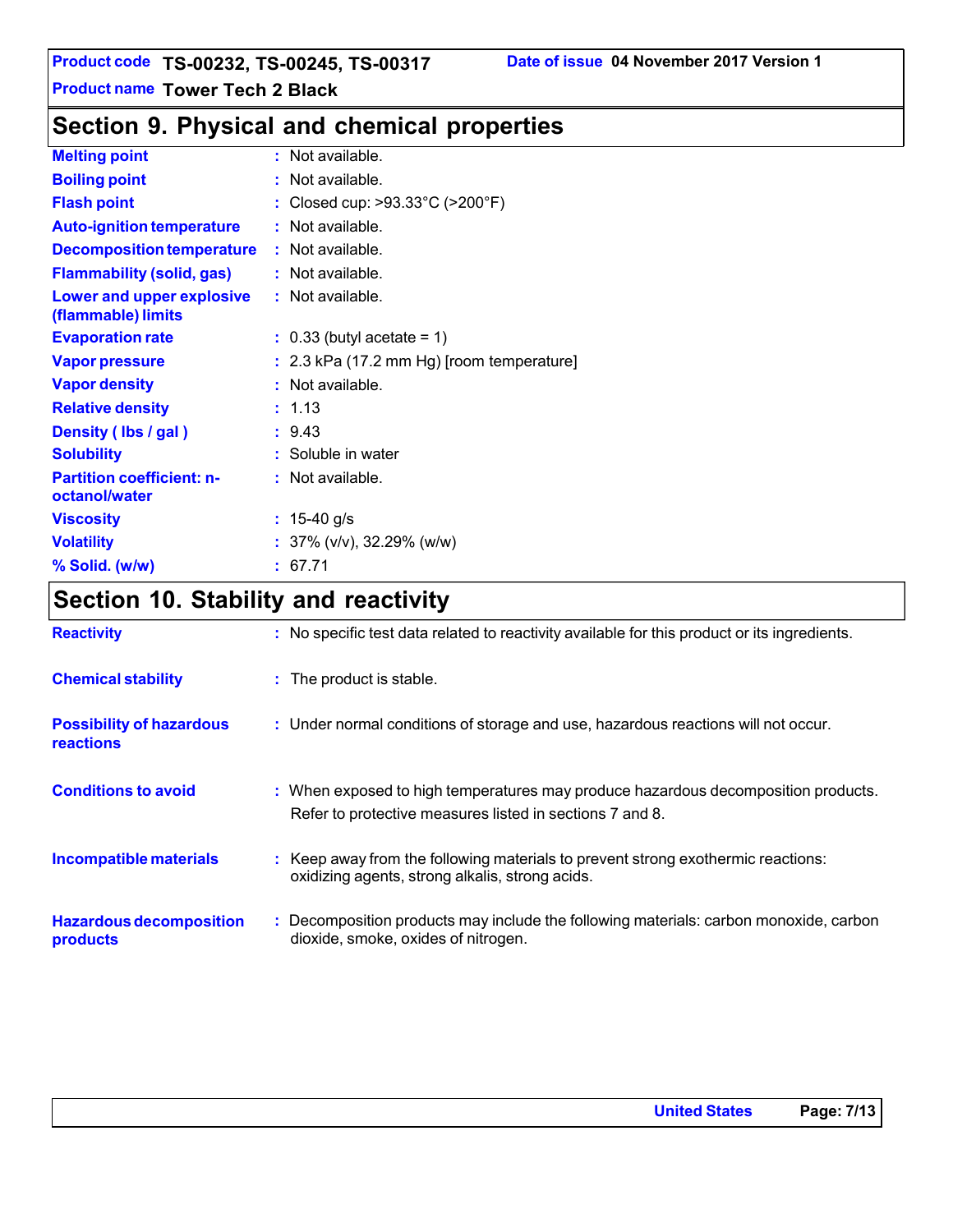## Section 9. Physical and chemical properties

| | |
|---|---|
| **Melting point** | : Not available. |
| **Boiling point** | : Not available. |
| **Flash point** | : Closed cup: >93.33°C (>200°F) |
| **Auto-ignition temperature** | : Not available. |
| **Decomposition temperature** | : Not available. |
| **Flammability (solid, gas)** | : Not available. |
| **Lower and upper explosive (flammable) limits** | : Not available. |
| **Evaporation rate** | : 0.33 (butyl acetate = 1) |
| **Vapor pressure** | : 2.3 kPa (17.2 mm Hg) [room temperature] |
| **Vapor density** | : Not available. |
| **Relative density** | : 1.13 |
| **Density ( lbs / gal )** | : 9.43 |
| **Solubility** | : Soluble in water |
| **Partition coefficient: n-octanol/water** | : Not available. |
| **Viscosity** | : 15-40 g/s |
| **Volatility** | : 37% (v/v), 32.29% (w/w) |
| **% Solid. (w/w)** | : 67.71 |

## Section 10. Stability and reactivity

| | |
|---|---|
| **Reactivity** | : No specific test data related to reactivity available for this product or its ingredients. |
| **Chemical stability** | : The product is stable. |
| **Possibility of hazardous reactions** | : Under normal conditions of storage and use, hazardous reactions will not occur. |
| **Conditions to avoid** | : When exposed to high temperatures may produce hazardous decomposition products. Refer to protective measures listed in sections 7 and 8. |
| **Incompatible materials** | : Keep away from the following materials to prevent strong exothermic reactions: oxidizing agents, strong alkalis, strong acids. |
| **Hazardous decomposition products** | : Decomposition products may include the following materials: carbon monoxide, carbon dioxide, smoke, oxides of nitrogen. |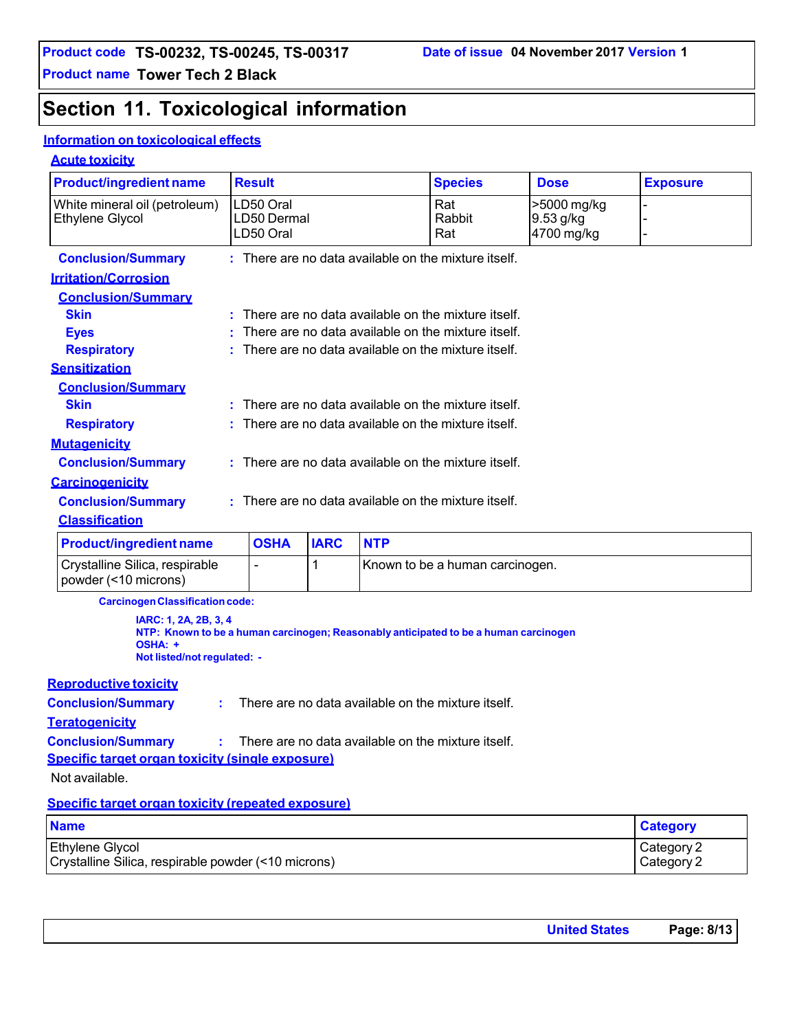## Section 11. Toxicological information

### Information on toxicological effects

#### Acute toxicity

| Product/ingredient name | Result | Species | Dose | Exposure |
|---|---|---|---|---|
| White mineral oil (petroleum) | LD50 Oral | Rat | >5000 mg/kg | - |
| Ethylene Glycol | LD50 Dermal | Rabbit | 9.53 g/kg | - |
| | LD50 Oral | Rat | 4700 mg/kg | - |

**Conclusion/Summary** : There are no data available on the mixture itself.

#### Irritation/Corrosion

**Conclusion/Summary**

**Skin** : There are no data available on the mixture itself.

**Eyes** : There are no data available on the mixture itself.

**Respiratory** : There are no data available on the mixture itself.

#### Sensitization

**Conclusion/Summary**

**Skin** : There are no data available on the mixture itself.

**Respiratory** : There are no data available on the mixture itself.

#### Mutagenicity

**Conclusion/Summary** : There are no data available on the mixture itself.

#### Carcinogenicity

**Conclusion/Summary** : There are no data available on the mixture itself.

**Classification**

| Product/ingredient name | OSHA | IARC | NTP |
|---|---|---|---|
| Crystalline Silica, respirable powder (<10 microns) | - | 1 | Known to be a human carcinogen. |

**Carcinogen Classification code:**

**IARC: 1, 2A, 2B, 3, 4**
**NTP: Known to be a human carcinogen; Reasonably anticipated to be a human carcinogen**
**OSHA: +**
**Not listed/not regulated: -**

#### Reproductive toxicity

**Conclusion/Summary** : There are no data available on the mixture itself.

#### Teratogenicity

**Conclusion/Summary** : There are no data available on the mixture itself.

#### Specific target organ toxicity (single exposure)

Not available.

#### Specific target organ toxicity (repeated exposure)

| Name | Category |
|---|---|
| Ethylene Glycol | Category 2 |
| Crystalline Silica, respirable powder (<10 microns) | Category 2 |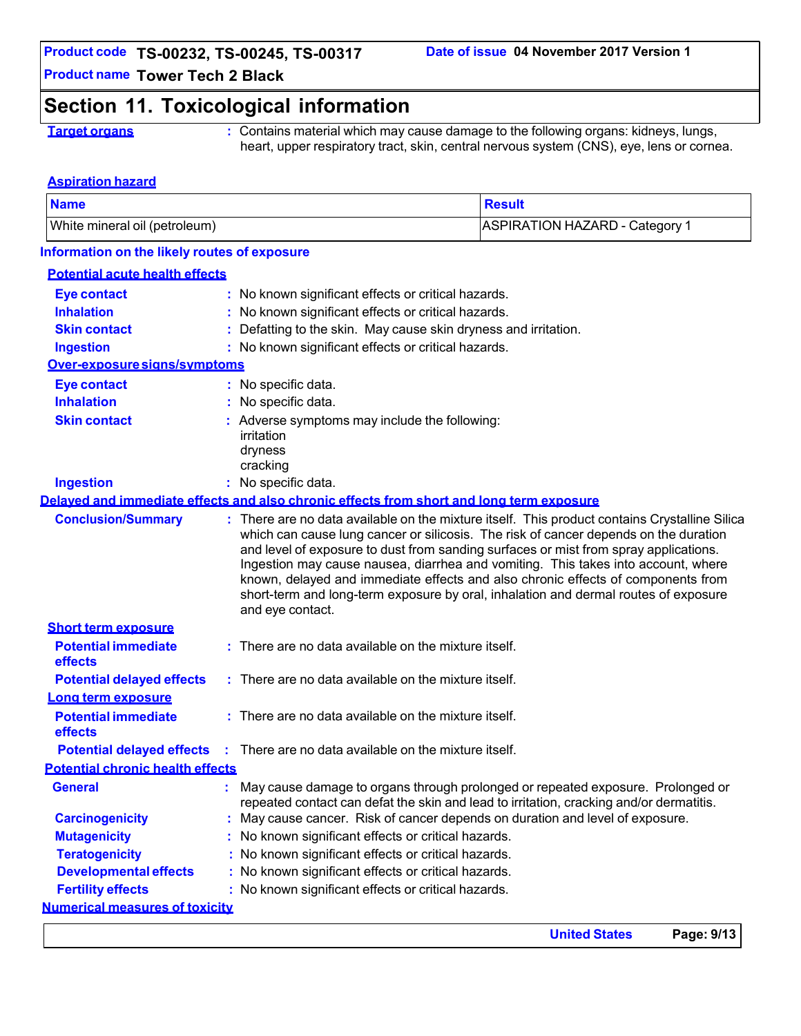## Section 11. Toxicological information

**Target organs** : Contains material which may cause damage to the following organs: kidneys, lungs, heart, upper respiratory tract, skin, central nervous system (CNS), eye, lens or cornea.

**Aspiration hazard**

| Name | Result |
|---|---|
| White mineral oil (petroleum) | ASPIRATION HAZARD - Category 1 |

### Information on the likely routes of exposure

**Potential acute health effects**

**Eye contact** : No known significant effects or critical hazards.

**Inhalation** : No known significant effects or critical hazards.

**Skin contact** : Defatting to the skin. May cause skin dryness and irritation.

**Ingestion** : No known significant effects or critical hazards.

**Over-exposure signs/symptoms**

**Eye contact** : No specific data.

**Inhalation** : No specific data.

**Skin contact** : Adverse symptoms may include the following:
irritation
dryness
cracking

**Ingestion** : No specific data.

**Delayed and immediate effects and also chronic effects from short and long term exposure**

**Conclusion/Summary** : There are no data available on the mixture itself. This product contains Crystalline Silica which can cause lung cancer or silicosis. The risk of cancer depends on the duration and level of exposure to dust from sanding surfaces or mist from spray applications. Ingestion may cause nausea, diarrhea and vomiting. This takes into account, where known, delayed and immediate effects and also chronic effects of components from short-term and long-term exposure by oral, inhalation and dermal routes of exposure and eye contact.

**Short term exposure**

**Potential immediate effects** : There are no data available on the mixture itself.

**Potential delayed effects** : There are no data available on the mixture itself.

**Long term exposure**

**Potential immediate effects** : There are no data available on the mixture itself.

**Potential delayed effects** : There are no data available on the mixture itself.

**Potential chronic health effects**

**General** : May cause damage to organs through prolonged or repeated exposure. Prolonged or repeated contact can defat the skin and lead to irritation, cracking and/or dermatitis.

**Carcinogenicity** : May cause cancer. Risk of cancer depends on duration and level of exposure.

**Mutagenicity** : No known significant effects or critical hazards.

**Teratogenicity** : No known significant effects or critical hazards.

**Developmental effects** : No known significant effects or critical hazards.

**Fertility effects** : No known significant effects or critical hazards.

**Numerical measures of toxicity**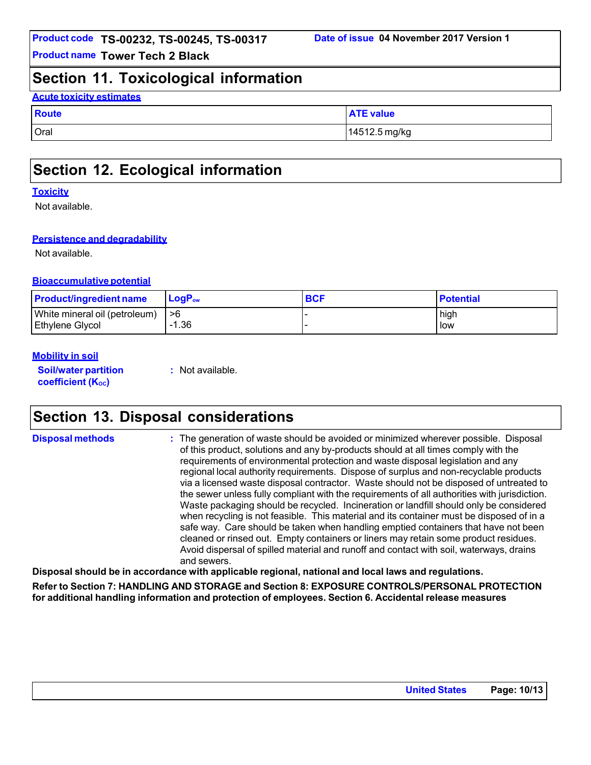## Section 11. Toxicological information

### Acute toxicity estimates

| Route | ATE value |
|---|---|
| Oral | 14512.5 mg/kg |

## Section 12. Ecological information

### Toxicity

Not available.

### Persistence and degradability

Not available.

### Bioaccumulative potential

| Product/ingredient name | $LogP_{ow}$ | BCF | Potential |
|---|---|---|---|
| White mineral oil (petroleum) | >6 | - | high |
| Ethylene Glycol | -1.36 | - | low |

### Mobility in soil

**Soil/water partition coefficient ($K_{OC}$)** : Not available.

## Section 13. Disposal considerations

**Disposal methods** : The generation of waste should be avoided or minimized wherever possible. Disposal of this product, solutions and any by-products should at all times comply with the requirements of environmental protection and waste disposal legislation and any regional local authority requirements. Dispose of surplus and non-recyclable products via a licensed waste disposal contractor. Waste should not be disposed of untreated to the sewer unless fully compliant with the requirements of all authorities with jurisdiction. Waste packaging should be recycled. Incineration or landfill should only be considered when recycling is not feasible. This material and its container must be disposed of in a safe way. Care should be taken when handling emptied containers that have not been cleaned or rinsed out. Empty containers or liners may retain some product residues. Avoid dispersal of spilled material and runoff and contact with soil, waterways, drains and sewers.

**Disposal should be in accordance with applicable regional, national and local laws and regulations.**

**Refer to Section 7: HANDLING AND STORAGE and Section 8: EXPOSURE CONTROLS/PERSONAL PROTECTION for additional handling information and protection of employees. Section 6. Accidental release measures**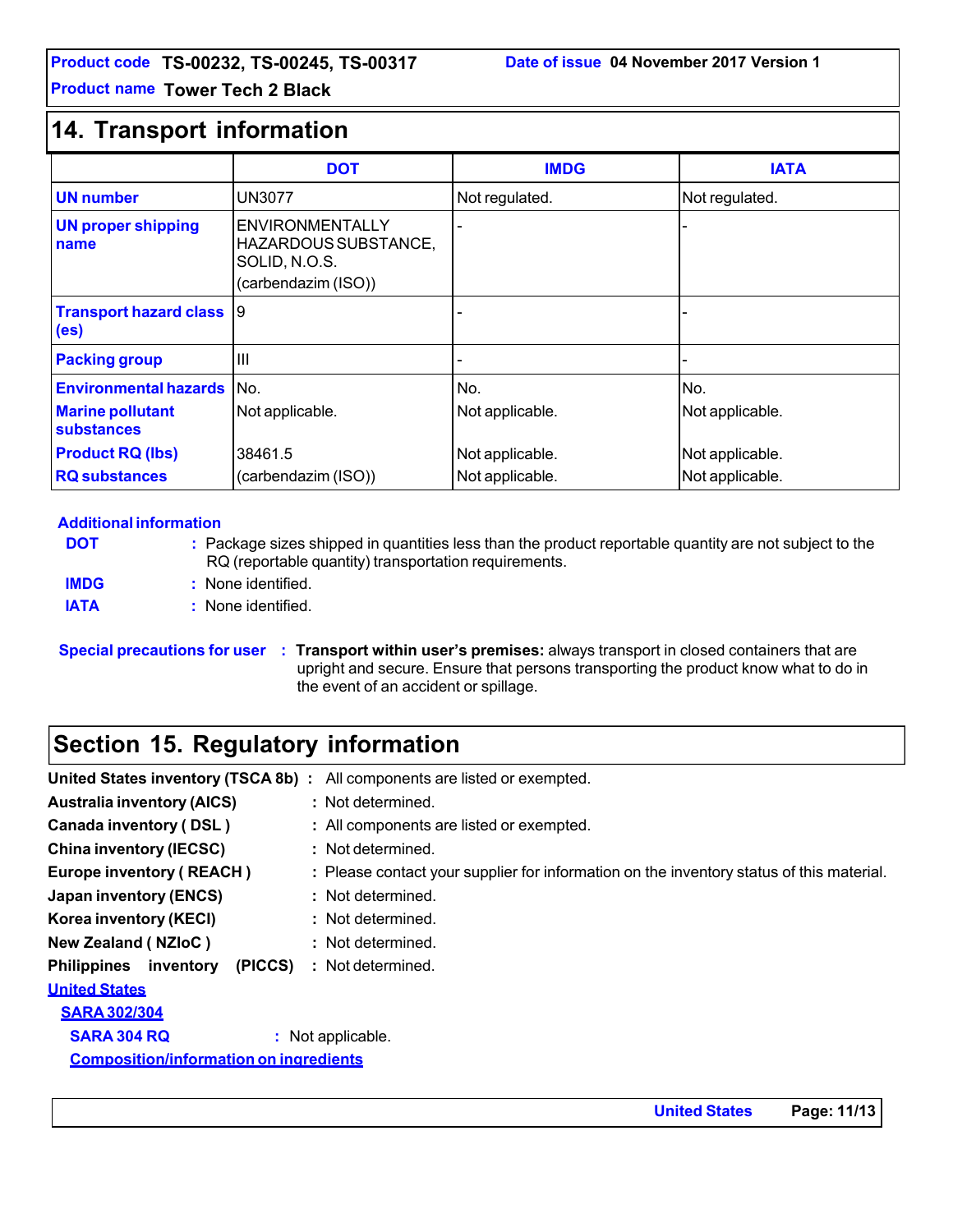**Product code** TS-00232, TS-00245, TS-00317 **Date of issue** 04 November 2017 Version 1

**Product name** Tower Tech 2 Black

## 14. Transport information

| | DOT | IMDG | IATA |
|---|---|---|---|
| **UN number** | UN3077 | Not regulated. | Not regulated. |
| **UN proper shipping name** | ENVIRONMENTALLY HAZARDOUS SUBSTANCE, SOLID, N.O.S. (carbendazim (ISO)) | - | - |
| **Transport hazard class (es)** | 9 | - | - |
| **Packing group** | III | - | - |
| **Environmental hazards** | No. | No. | No. |
| **Marine pollutant substances** | Not applicable. | Not applicable. | Not applicable. |
| **Product RQ (lbs)** | 38461.5 | Not applicable. | Not applicable. |
| **RQ substances** | (carbendazim (ISO)) | Not applicable. | Not applicable. |

**Additional information**

**DOT** : Package sizes shipped in quantities less than the product reportable quantity are not subject to the RQ (reportable quantity) transportation requirements.

**IMDG** : None identified.

**IATA** : None identified.

**Special precautions for user** : **Transport within user's premises:** always transport in closed containers that are upright and secure. Ensure that persons transporting the product know what to do in the event of an accident or spillage.

## Section 15. Regulatory information

**United States inventory (TSCA 8b)** : All components are listed or exempted.

**Australia inventory (AICS)** : Not determined.

**Canada inventory ( DSL )** : All components are listed or exempted.

**China inventory (IECSC)** : Not determined.

**Europe inventory ( REACH )** : Please contact your supplier for information on the inventory status of this material.

**Japan inventory (ENCS)** : Not determined.

**Korea inventory (KECI)** : Not determined.

**New Zealand ( NZIoC )** : Not determined.

**Philippines inventory (PICCS)** : Not determined.

**United States**

**SARA 302/304**

**SARA 304 RQ** : Not applicable.

**Composition/information on ingredients**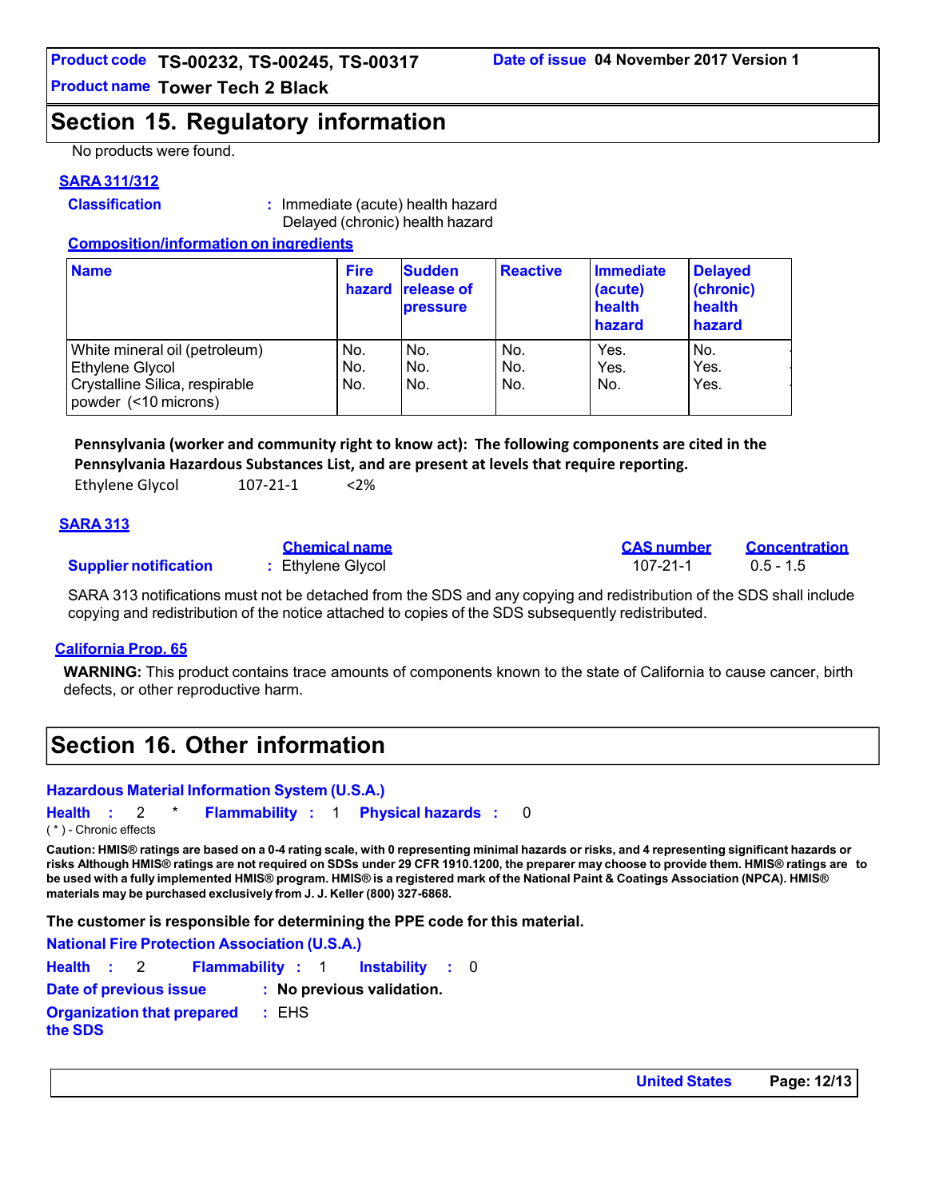## Section 15. Regulatory information

No products were found.

**SARA 311/312**

**Classification** : Immediate (acute) health hazard
Delayed (chronic) health hazard

**Composition/information on ingredients**

| Name | Fire hazard | Sudden release of pressure | Reactive | Immediate (acute) health hazard | Delayed (chronic) health hazard |
|---|---|---|---|---|---|
| White mineral oil (petroleum) | No. | No. | No. | Yes. | No. |
| Ethylene Glycol | No. | No. | No. | Yes. | Yes. |
| Crystalline Silica, respirable powder (<10 microns) | No. | No. | No. | No. | Yes. |

**Pennsylvania (worker and community right to know act): The following components are cited in the Pennsylvania Hazardous Substances List, and are present at levels that require reporting.**

Ethylene Glycol 107-21-1 <2%

**SARA 313**

| | Chemical name | CAS number | Concentration |
|---|---|---|---|
| **Supplier notification** | : Ethylene Glycol | 107-21-1 | 0.5 - 1.5 |

SARA 313 notifications must not be detached from the SDS and any copying and redistribution of the SDS shall include copying and redistribution of the notice attached to copies of the SDS subsequently redistributed.

**California Prop. 65**

**WARNING:** This product contains trace amounts of components known to the state of California to cause cancer, birth defects, or other reproductive harm.

## Section 16. Other information

**Hazardous Material Information System (U.S.A.)**

**Health** : 2 * **Flammability** : 1 **Physical hazards** : 0

( * ) - Chronic effects

**Caution: HMIS® ratings are based on a 0-4 rating scale, with 0 representing minimal hazards or risks, and 4 representing significant hazards or risks Although HMIS® ratings are not required on SDSs under 29 CFR 1910.1200, the preparer may choose to provide them. HMIS® ratings are to be used with a fully implemented HMIS® program. HMIS® is a registered mark of the National Paint & Coatings Association (NPCA). HMIS® materials may be purchased exclusively from J. J. Keller (800) 327-6868.**

**The customer is responsible for determining the PPE code for this material.**

**National Fire Protection Association (U.S.A.)**

**Health** : 2 **Flammability** : 1 **Instability** : 0

**Date of previous issue** : **No previous validation.**

**Organization that prepared the SDS** : EHS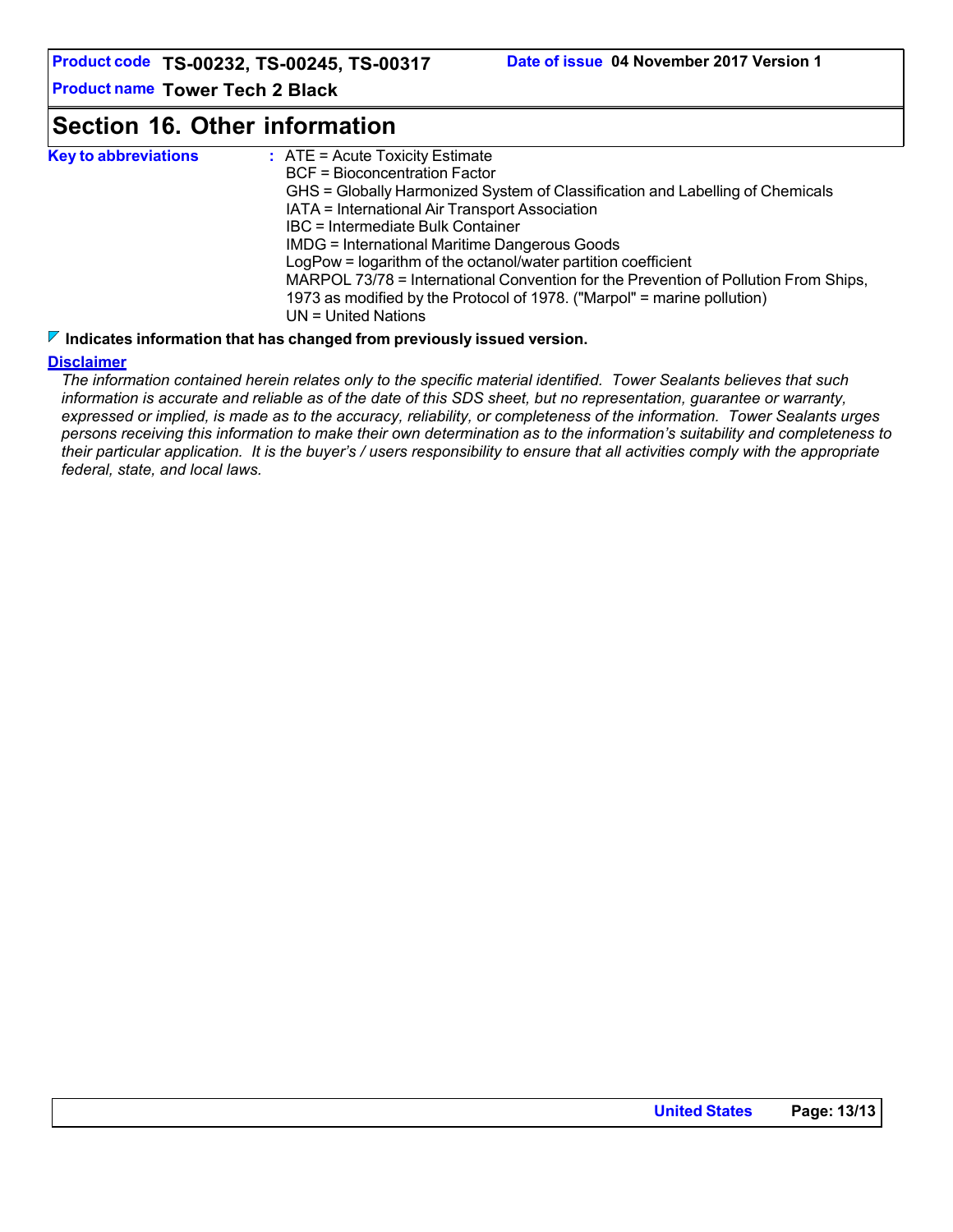## Section 16. Other information

**Key to abbreviations** : ATE = Acute Toxicity Estimate
BCF = Bioconcentration Factor
GHS = Globally Harmonized System of Classification and Labelling of Chemicals
IATA = International Air Transport Association
IBC = Intermediate Bulk Container
IMDG = International Maritime Dangerous Goods
LogPow = logarithm of the octanol/water partition coefficient
MARPOL 73/78 = International Convention for the Prevention of Pollution From Ships, 1973 as modified by the Protocol of 1978. ("Marpol" = marine pollution)
UN = United Nations

**Indicates information that has changed from previously issued version.**

**Disclaimer**

*The information contained herein relates only to the specific material identified. Tower Sealants believes that such information is accurate and reliable as of the date of this SDS sheet, but no representation, guarantee or warranty, expressed or implied, is made as to the accuracy, reliability, or completeness of the information. Tower Sealants urges persons receiving this information to make their own determination as to the information's suitability and completeness to their particular application. It is the buyer's / users responsibility to ensure that all activities comply with the appropriate federal, state, and local laws.*